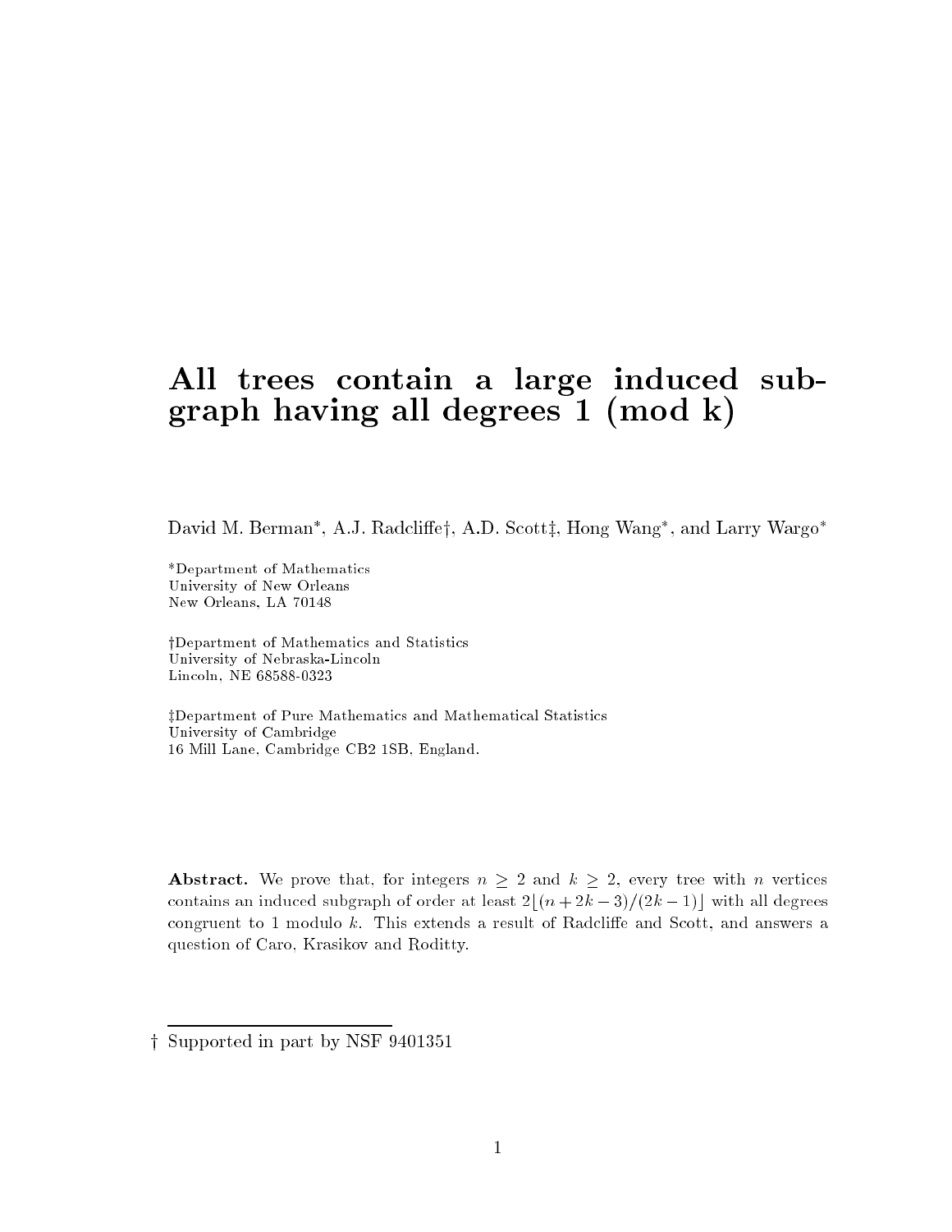# All trees contain a large induced subgraph having all degrees 1 (mod k)

David M. Berman*, A.J. Radcliffe†, A.D. Scott‡, Hong Wang*, and Larry Wargo*

*Department of Mathematics
University of New Orleans
New Orleans, LA 70148

†Department of Mathematics and Statistics
University of Nebraska-Lincoln
Lincoln, NE 68588-0323

‡Department of Pure Mathematics and Mathematical Statistics
University of Cambridge
16 Mill Lane, Cambridge CB2 1SB, England.

**Abstract.** We prove that, for integers $n \geq 2$ and $k \geq 2$, every tree with $n$ vertices contains an induced subgraph of order at least $2\lfloor (n + 2k - 3)/(2k - 1) \rfloor$ with all degrees congruent to 1 modulo $k$. This extends a result of Radcliffe and Scott, and answers a question of Caro, Krasikov and Roditty.

---

† Supported in part by NSF 9401351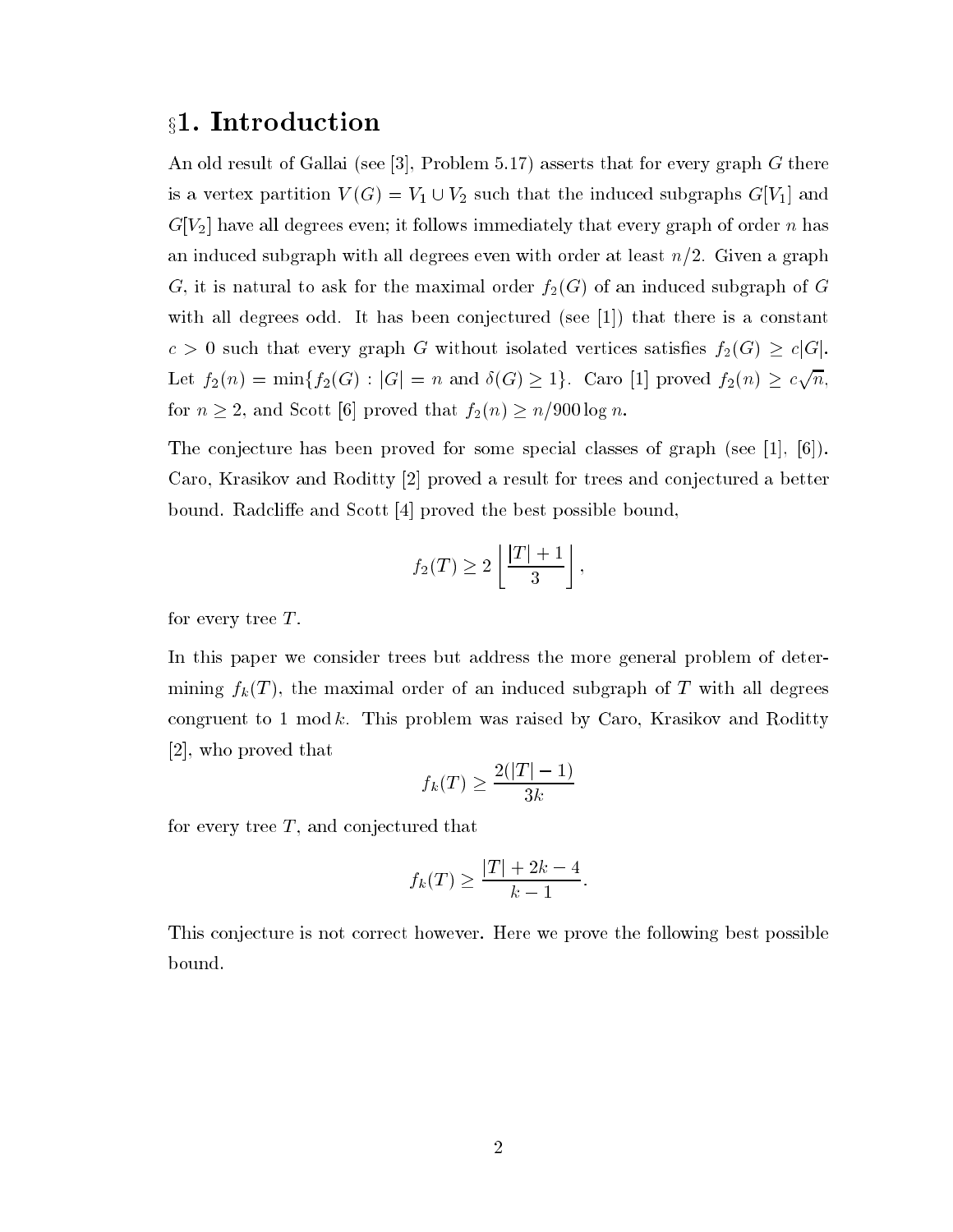## §1. Introduction

An old result of Gallai (see [3], Problem 5.17) asserts that for every graph $G$ there is a vertex partition $V(G) = V_1 \cup V_2$ such that the induced subgraphs $G[V_1]$ and $G[V_2]$ have all degrees even; it follows immediately that every graph of order $n$ has an induced subgraph with all degrees even with order at least $n/2$. Given a graph $G$, it is natural to ask for the maximal order $f_2(G)$ of an induced subgraph of $G$ with all degrees odd. It has been conjectured (see [1]) that there is a constant $c > 0$ such that every graph $G$ without isolated vertices satisfies $f_2(G) \geq c|G|$. Let $f_2(n) = \min\{f_2(G) : |G| = n \text{ and } \delta(G) \geq 1\}$. Caro [1] proved $f_2(n) \geq c\sqrt{n}$, for $n \geq 2$, and Scott [6] proved that $f_2(n) \geq n/900 \log n$.

The conjecture has been proved for some special classes of graph (see [1], [6]). Caro, Krasikov and Roditty [2] proved a result for trees and conjectured a better bound. Radcliffe and Scott [4] proved the best possible bound,

$$f_2(T) \geq 2\left\lfloor \frac{|T|+1}{3} \right\rfloor,$$

for every tree $T$.

In this paper we consider trees but address the more general problem of determining $f_k(T)$, the maximal order of an induced subgraph of $T$ with all degrees congruent to 1 mod $k$. This problem was raised by Caro, Krasikov and Roditty [2], who proved that

$$f_k(T) \geq \frac{2(|T|-1)}{3k}$$

for every tree $T$, and conjectured that

$$f_k(T) \geq \frac{|T|+2k-4}{k-1}.$$

This conjecture is not correct however. Here we prove the following best possible bound.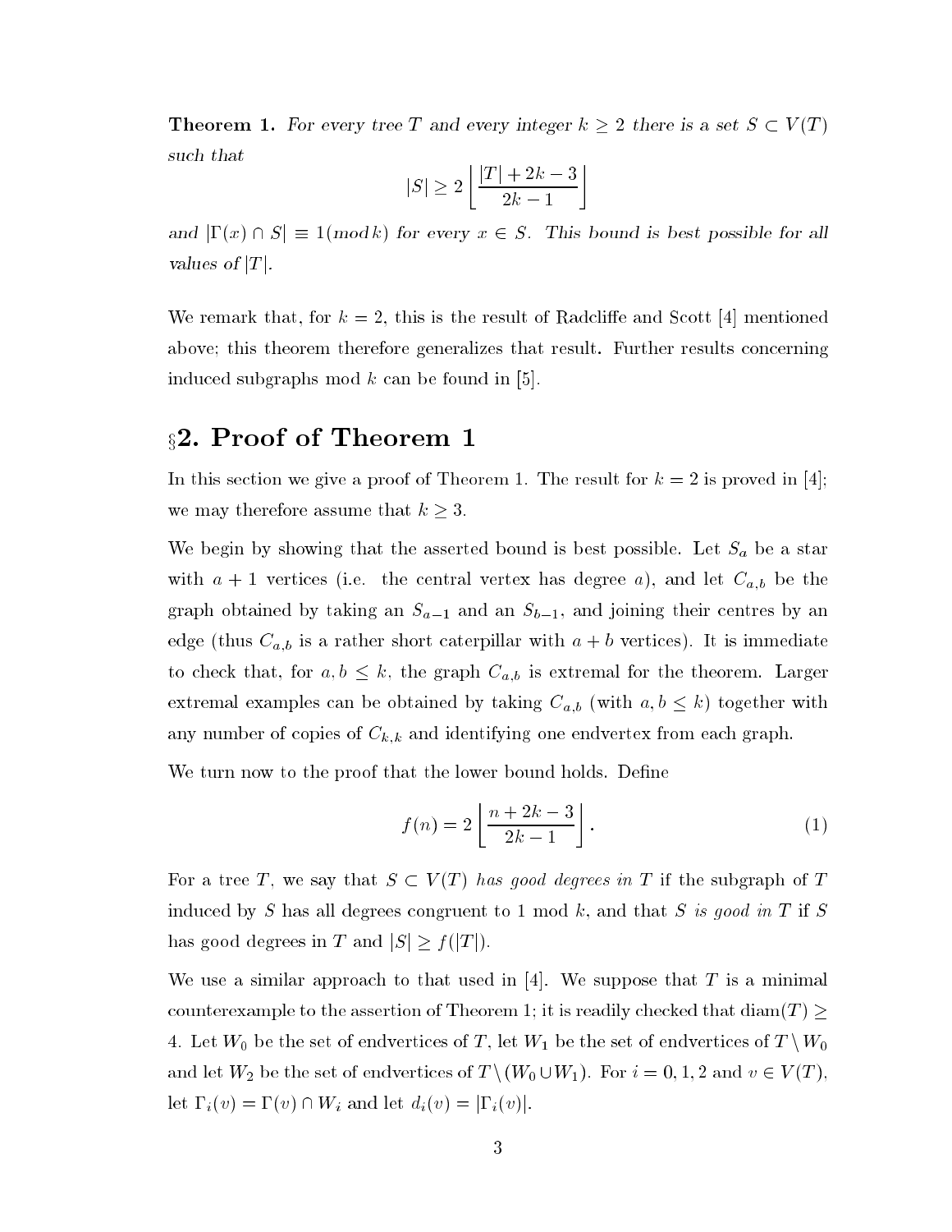**Theorem 1.** *For every tree $T$ and every integer $k \geq 2$ there is a set $S \subset V(T)$ such that*

$$|S| \geq 2\left\lfloor \frac{|T|+2k-3}{2k-1} \right\rfloor$$

*and $|\Gamma(x) \cap S| \equiv 1 (\mathrm{mod}\, k)$ for every $x \in S$. This bound is best possible for all values of $|T|$.*

We remark that, for $k = 2$, this is the result of Radcliffe and Scott [4] mentioned above; this theorem therefore generalizes that result. Further results concerning induced subgraphs mod $k$ can be found in [5].

## §2. Proof of Theorem 1

In this section we give a proof of Theorem 1. The result for $k = 2$ is proved in [4]; we may therefore assume that $k \geq 3$.

We begin by showing that the asserted bound is best possible. Let $S_a$ be a star with $a + 1$ vertices (i.e. the central vertex has degree $a$), and let $C_{a,b}$ be the graph obtained by taking an $S_{a-1}$ and an $S_{b-1}$, and joining their centres by an edge (thus $C_{a,b}$ is a rather short caterpillar with $a + b$ vertices). It is immediate to check that, for $a, b \leq k$, the graph $C_{a,b}$ is extremal for the theorem. Larger extremal examples can be obtained by taking $C_{a,b}$ (with $a, b \leq k$) together with any number of copies of $C_{k,k}$ and identifying one endvertex from each graph.

We turn now to the proof that the lower bound holds. Define

$$f(n) = 2\left\lfloor \frac{n+2k-3}{2k-1} \right\rfloor. \tag{1}$$

For a tree $T$, we say that $S \subset V(T)$ *has good degrees in* $T$ if the subgraph of $T$ induced by $S$ has all degrees congruent to 1 mod $k$, and that $S$ *is good in* $T$ if $S$ has good degrees in $T$ and $|S| \geq f(|T|)$.

We use a similar approach to that used in [4]. We suppose that $T$ is a minimal counterexample to the assertion of Theorem 1; it is readily checked that $\mathrm{diam}(T) \geq 4$. Let $W_0$ be the set of endvertices of $T$, let $W_1$ be the set of endvertices of $T \setminus W_0$ and let $W_2$ be the set of endvertices of $T \setminus (W_0 \cup W_1)$. For $i = 0, 1, 2$ and $v \in V(T)$, let $\Gamma_i(v) = \Gamma(v) \cap W_i$ and let $d_i(v) = |\Gamma_i(v)|$.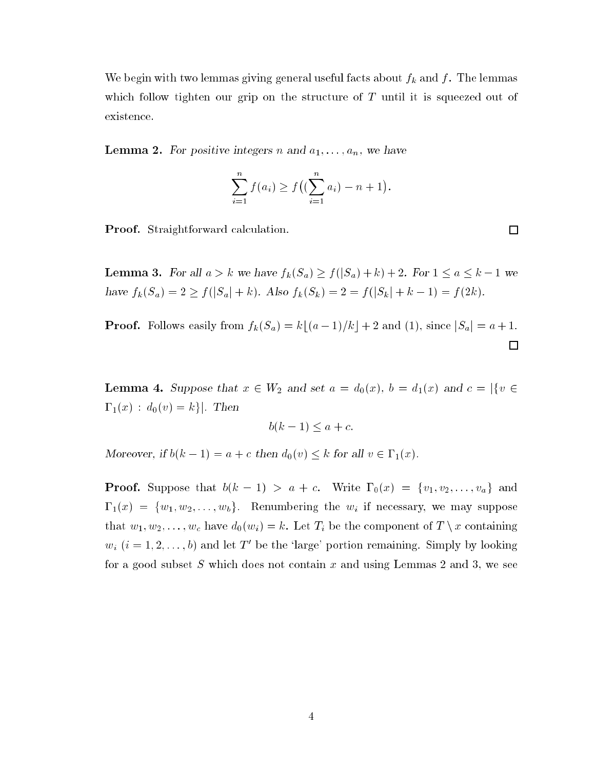We begin with two lemmas giving general useful facts about $f_k$ and $f$. The lemmas which follow tighten our grip on the structure of $T$ until it is squeezed out of existence.

**Lemma 2.** *For positive integers $n$ and $a_1, \ldots, a_n$, we have*

$$\sum_{i=1}^{n} f(a_i) \geq f\big((\sum_{i=1}^{n} a_i) - n + 1\big).$$

**Proof.** Straightforward calculation. $\square$

**Lemma 3.** *For all $a > k$ we have $f_k(S_a) \geq f(|S_a| + k) + 2$. For $1 \leq a \leq k-1$ we have $f_k(S_a) = 2 \geq f(|S_a| + k)$. Also $f_k(S_k) = 2 = f(|S_k| + k - 1) = f(2k)$.*

**Proof.** Follows easily from $f_k(S_a) = k\lfloor (a-1)/k \rfloor + 2$ and (1), since $|S_a| = a + 1$. $\square$

**Lemma 4.** *Suppose that $x \in W_2$ and set $a = d_0(x)$, $b = d_1(x)$ and $c = |\{v \in \Gamma_1(x) : d_0(v) = k\}|$. Then*

$$b(k-1) \leq a + c.$$

*Moreover, if $b(k-1) = a + c$ then $d_0(v) \leq k$ for all $v \in \Gamma_1(x)$.*

**Proof.** Suppose that $b(k-1) > a + c$. Write $\Gamma_0(x) = \{v_1, v_2, \ldots, v_a\}$ and $\Gamma_1(x) = \{w_1, w_2, \ldots, w_b\}$. Renumbering the $w_i$ if necessary, we may suppose that $w_1, w_2, \ldots, w_c$ have $d_0(w_i) = k$. Let $T_i$ be the component of $T \setminus x$ containing $w_i$ $(i = 1, 2, \ldots, b)$ and let $T'$ be the 'large' portion remaining. Simply by looking for a good subset $S$ which does not contain $x$ and using Lemmas 2 and 3, we see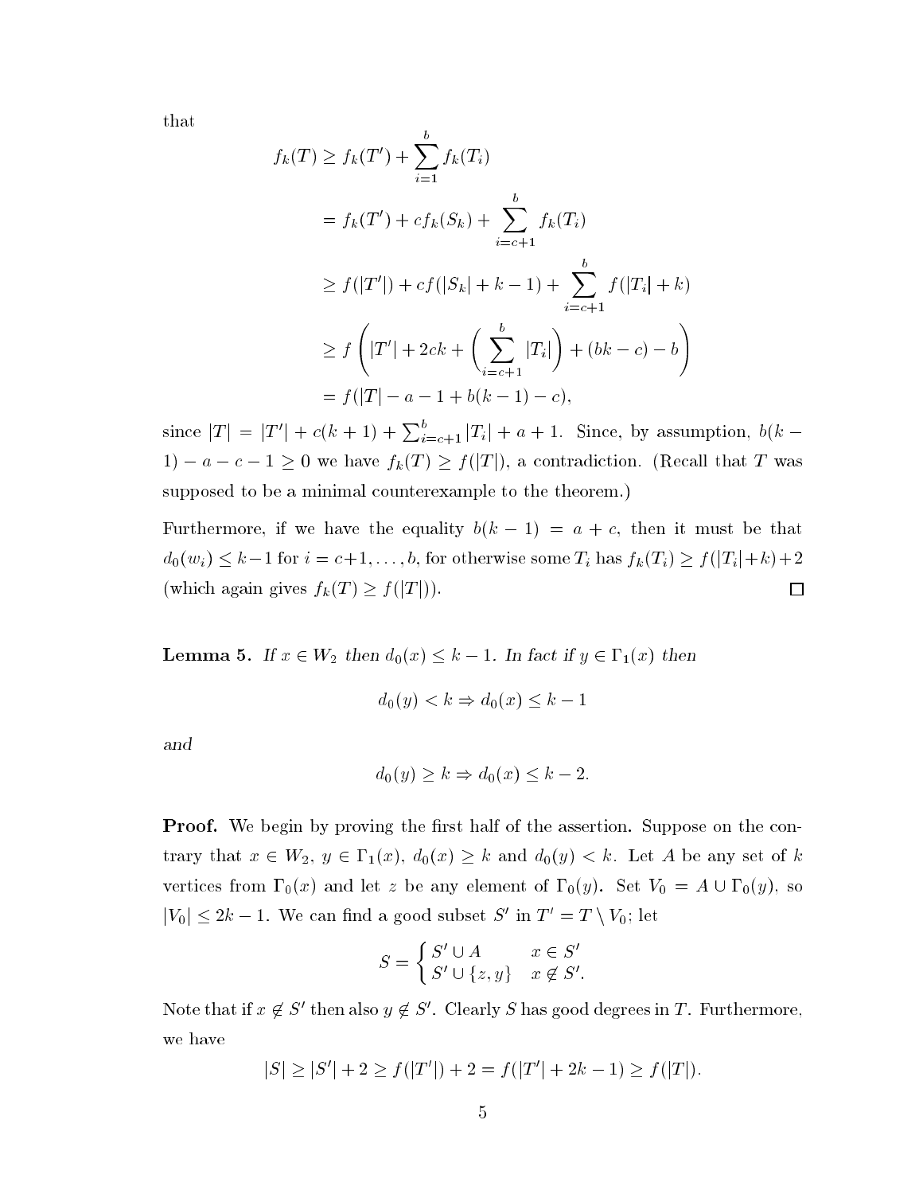that

$$
\begin{aligned}
f_k(T) &\geq f_k(T') + \sum_{i=1}^{b} f_k(T_i) \\
&= f_k(T') + c f_k(S_k) + \sum_{i=c+1}^{b} f_k(T_i) \\
&\geq f(|T'|) + c f(|S_k| + k - 1) + \sum_{i=c+1}^{b} f(|T_i| + k) \\
&\geq f\left( |T'| + 2ck + \left( \sum_{i=c+1}^{b} |T_i| \right) + (bk - c) - b \right) \\
&= f(|T| - a - 1 + b(k-1) - c),
\end{aligned}
$$

since $|T| = |T'| + c(k+1) + \sum_{i=c+1}^{b} |T_i| + a + 1$. Since, by assumption, $b(k-1) - a - c - 1 \geq 0$ we have $f_k(T) \geq f(|T|)$, a contradiction. (Recall that $T$ was supposed to be a minimal counterexample to the theorem.)

Furthermore, if we have the equality $b(k-1) = a + c$, then it must be that $d_0(w_i) \leq k-1$ for $i = c+1, \ldots, b$, for otherwise some $T_i$ has $f_k(T_i) \geq f(|T_i|+k)+2$ (which again gives $f_k(T) \geq f(|T|)$). $\square$

**Lemma 5.** *If $x \in W_2$ then $d_0(x) \leq k-1$. In fact if $y \in \Gamma_1(x)$ then*

$$d_0(y) < k \Rightarrow d_0(x) \leq k-1$$

*and*

$$d_0(y) \geq k \Rightarrow d_0(x) \leq k-2.$$

**Proof.** We begin by proving the first half of the assertion. Suppose on the contrary that $x \in W_2$, $y \in \Gamma_1(x)$, $d_0(x) \geq k$ and $d_0(y) < k$. Let $A$ be any set of $k$ vertices from $\Gamma_0(x)$ and let $z$ be any element of $\Gamma_0(y)$. Set $V_0 = A \cup \Gamma_0(y)$, so $|V_0| \leq 2k-1$. We can find a good subset $S'$ in $T' = T \setminus V_0$; let

$$S = \begin{cases} S' \cup A & x \in S' \\ S' \cup \{z, y\} & x \notin S'. \end{cases}$$

Note that if $x \notin S'$ then also $y \notin S'$. Clearly $S$ has good degrees in $T$. Furthermore, we have

$$|S| \geq |S'| + 2 \geq f(|T'|) + 2 = f(|T'| + 2k - 1) \geq f(|T|).$$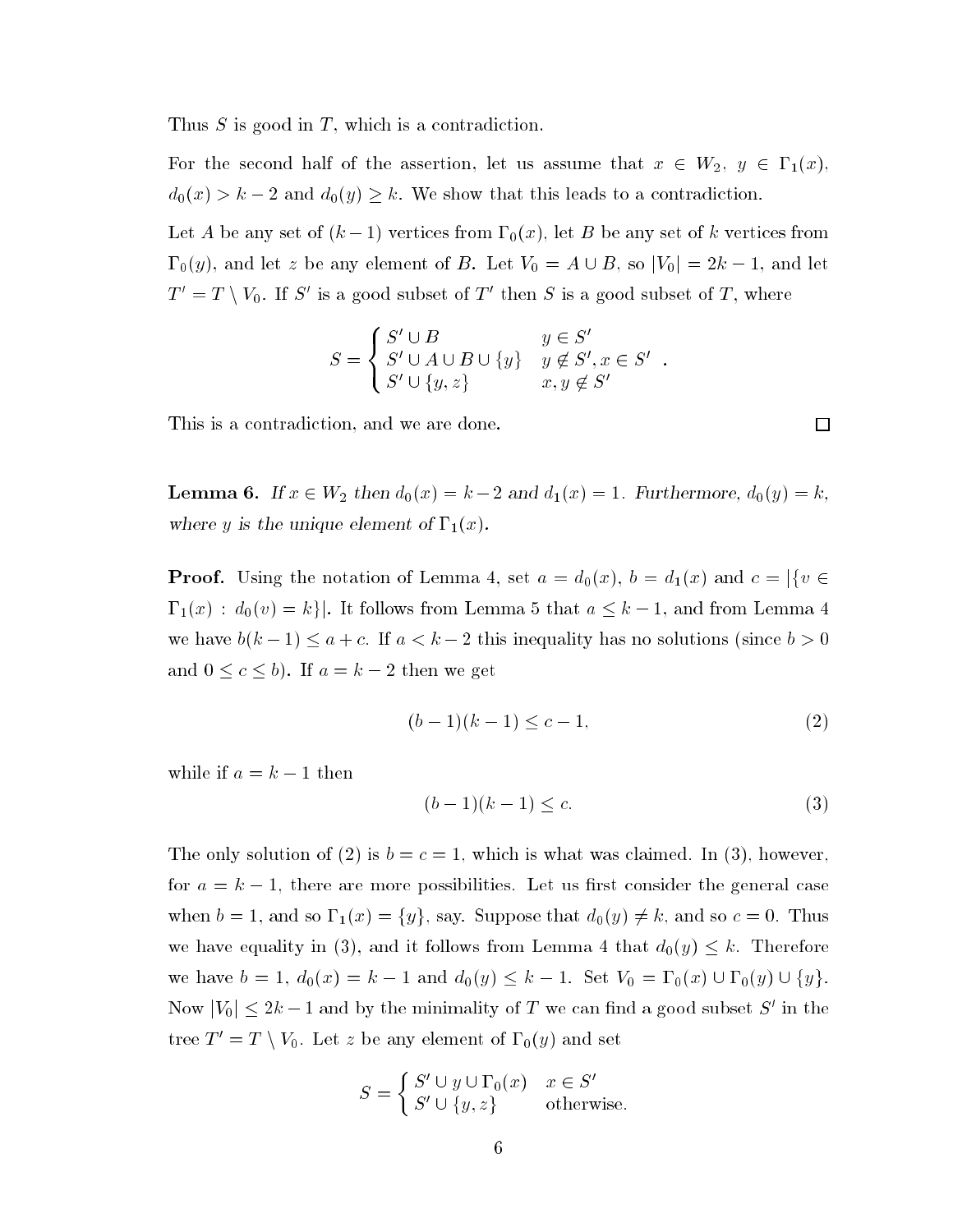Thus $S$ is good in $T$, which is a contradiction.

For the second half of the assertion, let us assume that $x \in W_2$, $y \in \Gamma_1(x)$, $d_0(x) > k-2$ and $d_0(y) \geq k$. We show that this leads to a contradiction.

Let $A$ be any set of $(k-1)$ vertices from $\Gamma_0(x)$, let $B$ be any set of $k$ vertices from $\Gamma_0(y)$, and let $z$ be any element of $B$. Let $V_0 = A \cup B$, so $|V_0| = 2k-1$, and let $T' = T \setminus V_0$. If $S'$ is a good subset of $T'$ then $S$ is a good subset of $T$, where

$$S = \begin{cases} S' \cup B & y \in S' \\ S' \cup A \cup B \cup \{y\} & y \notin S', x \in S' \\ S' \cup \{y, z\} & x, y \notin S' \end{cases} .$$

This is a contradiction, and we are done. $\square$

**Lemma 6.** *If $x \in W_2$ then $d_0(x) = k-2$ and $d_1(x) = 1$. Furthermore, $d_0(y) = k$, where $y$ is the unique element of $\Gamma_1(x)$.*

**Proof.** Using the notation of Lemma 4, set $a = d_0(x)$, $b = d_1(x)$ and $c = |\{v \in \Gamma_1(x) : d_0(v) = k\}|$. It follows from Lemma 5 that $a \leq k-1$, and from Lemma 4 we have $b(k-1) \leq a + c$. If $a < k-2$ this inequality has no solutions (since $b > 0$ and $0 \leq c \leq b$). If $a = k-2$ then we get

$$(b-1)(k-1) \leq c - 1, \tag{2}$$

while if $a = k-1$ then

$$(b-1)(k-1) \leq c. \tag{3}$$

The only solution of (2) is $b = c = 1$, which is what was claimed. In (3), however, for $a = k-1$, there are more possibilities. Let us first consider the general case when $b = 1$, and so $\Gamma_1(x) = \{y\}$, say. Suppose that $d_0(y) \neq k$, and so $c = 0$. Thus we have equality in (3), and it follows from Lemma 4 that $d_0(y) \leq k$. Therefore we have $b = 1$, $d_0(x) = k-1$ and $d_0(y) \leq k-1$. Set $V_0 = \Gamma_0(x) \cup \Gamma_0(y) \cup \{y\}$. Now $|V_0| \leq 2k-1$ and by the minimality of $T$ we can find a good subset $S'$ in the tree $T' = T \setminus V_0$. Let $z$ be any element of $\Gamma_0(y)$ and set

$$S = \begin{cases} S' \cup y \cup \Gamma_0(x) & x \in S' \\ S' \cup \{y, z\} & \text{otherwise.} \end{cases}$$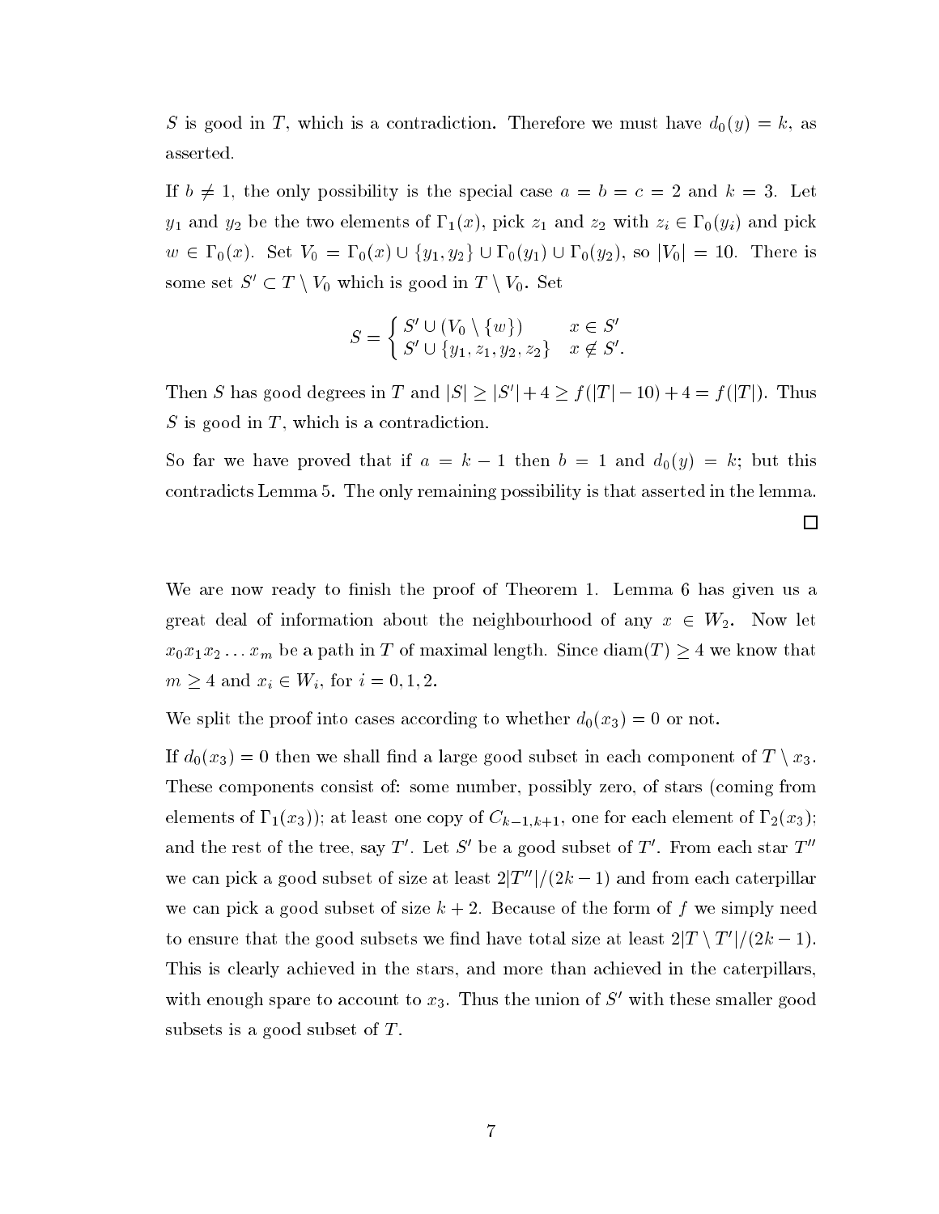$S$ is good in $T$, which is a contradiction. Therefore we must have $d_0(y) = k$, as asserted.

If $b \neq 1$, the only possibility is the special case $a = b = c = 2$ and $k = 3$. Let $y_1$ and $y_2$ be the two elements of $\Gamma_1(x)$, pick $z_1$ and $z_2$ with $z_i \in \Gamma_0(y_i)$ and pick $w \in \Gamma_0(x)$. Set $V_0 = \Gamma_0(x) \cup \{y_1, y_2\} \cup \Gamma_0(y_1) \cup \Gamma_0(y_2)$, so $|V_0| = 10$. There is some set $S' \subset T \setminus V_0$ which is good in $T \setminus V_0$. Set

$$S = \begin{cases} S' \cup (V_0 \setminus \{w\}) & x \in S' \\ S' \cup \{y_1, z_1, y_2, z_2\} & x \notin S'. \end{cases}$$

Then $S$ has good degrees in $T$ and $|S| \geq |S'| + 4 \geq f(|T| - 10) + 4 = f(|T|)$. Thus $S$ is good in $T$, which is a contradiction.

So far we have proved that if $a = k - 1$ then $b = 1$ and $d_0(y) = k$; but this contradicts Lemma 5. The only remaining possibility is that asserted in the lemma.

□

We are now ready to finish the proof of Theorem 1. Lemma 6 has given us a great deal of information about the neighbourhood of any $x \in W_2$. Now let $x_0 x_1 x_2 \ldots x_m$ be a path in $T$ of maximal length. Since $\mathrm{diam}(T) \geq 4$ we know that $m \geq 4$ and $x_i \in W_i$, for $i = 0, 1, 2$.

We split the proof into cases according to whether $d_0(x_3) = 0$ or not.

If $d_0(x_3) = 0$ then we shall find a large good subset in each component of $T \setminus x_3$. These components consist of: some number, possibly zero, of stars (coming from elements of $\Gamma_1(x_3)$); at least one copy of $C_{k-1,k+1}$, one for each element of $\Gamma_2(x_3)$; and the rest of the tree, say $T'$. Let $S'$ be a good subset of $T'$. From each star $T''$ we can pick a good subset of size at least $2|T''|/(2k-1)$ and from each caterpillar we can pick a good subset of size $k + 2$. Because of the form of $f$ we simply need to ensure that the good subsets we find have total size at least $2|T \setminus T'|/(2k-1)$. This is clearly achieved in the stars, and more than achieved in the caterpillars, with enough spare to account to $x_3$. Thus the union of $S'$ with these smaller good subsets is a good subset of $T$.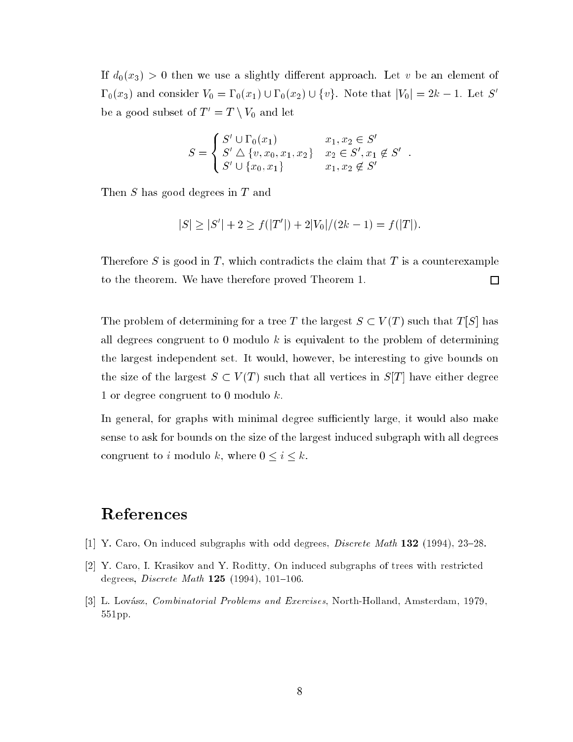If $d_0(x_3) > 0$ then we use a slightly different approach. Let $v$ be an element of $\Gamma_0(x_3)$ and consider $V_0 = \Gamma_0(x_1) \cup \Gamma_0(x_2) \cup \{v\}$. Note that $|V_0| = 2k - 1$. Let $S'$ be a good subset of $T' = T \setminus V_0$ and let

$$S = \begin{cases} S' \cup \Gamma_0(x_1) & x_1, x_2 \in S' \\ S' \triangle \{v, x_0, x_1, x_2\} & x_2 \in S', x_1 \notin S' \\ S' \cup \{x_0, x_1\} & x_1, x_2 \notin S' \end{cases}.$$

Then $S$ has good degrees in $T$ and

$$|S| \geq |S'| + 2 \geq f(|T'|) + 2|V_0|/(2k-1) = f(|T|).$$

Therefore $S$ is good in $T$, which contradicts the claim that $T$ is a counterexample to the theorem. We have therefore proved Theorem 1. □

The problem of determining for a tree $T$ the largest $S \subset V(T)$ such that $T[S]$ has all degrees congruent to 0 modulo $k$ is equivalent to the problem of determining the largest independent set. It would, however, be interesting to give bounds on the size of the largest $S \subset V(T)$ such that all vertices in $S[T]$ have either degree 1 or degree congruent to 0 modulo $k$.

In general, for graphs with minimal degree sufficiently large, it would also make sense to ask for bounds on the size of the largest induced subgraph with all degrees congruent to $i$ modulo $k$, where $0 \leq i \leq k$.

# References

[1] Y. Caro, On induced subgraphs with odd degrees, *Discrete Math* **132** (1994), 23–28.

[2] Y. Caro, I. Krasikov and Y. Roditty, On induced subgraphs of trees with restricted degrees, *Discrete Math* **125** (1994), 101–106.

[3] L. Lovász, *Combinatorial Problems and Exercises*, North-Holland, Amsterdam, 1979, 551pp.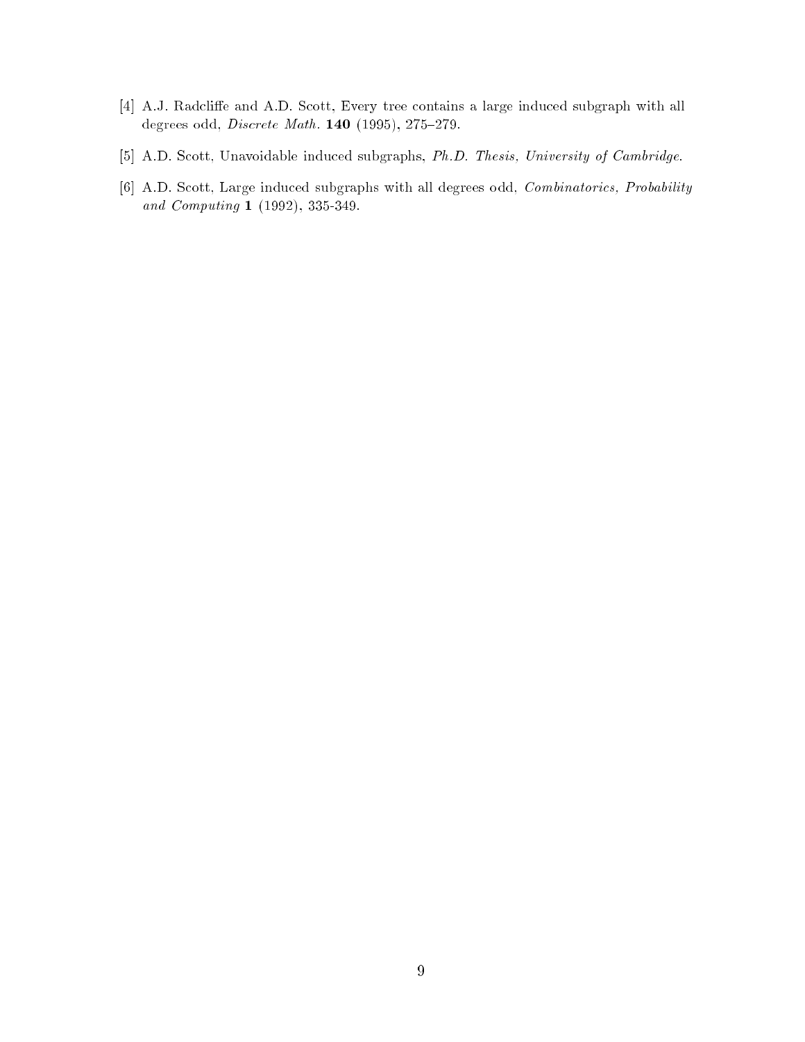[4] A.J. Radcliffe and A.D. Scott, Every tree contains a large induced subgraph with all degrees odd, *Discrete Math.* **140** (1995), 275–279.

[5] A.D. Scott, Unavoidable induced subgraphs, *Ph.D. Thesis, University of Cambridge*.

[6] A.D. Scott, Large induced subgraphs with all degrees odd, *Combinatorics, Probability and Computing* **1** (1992), 335-349.